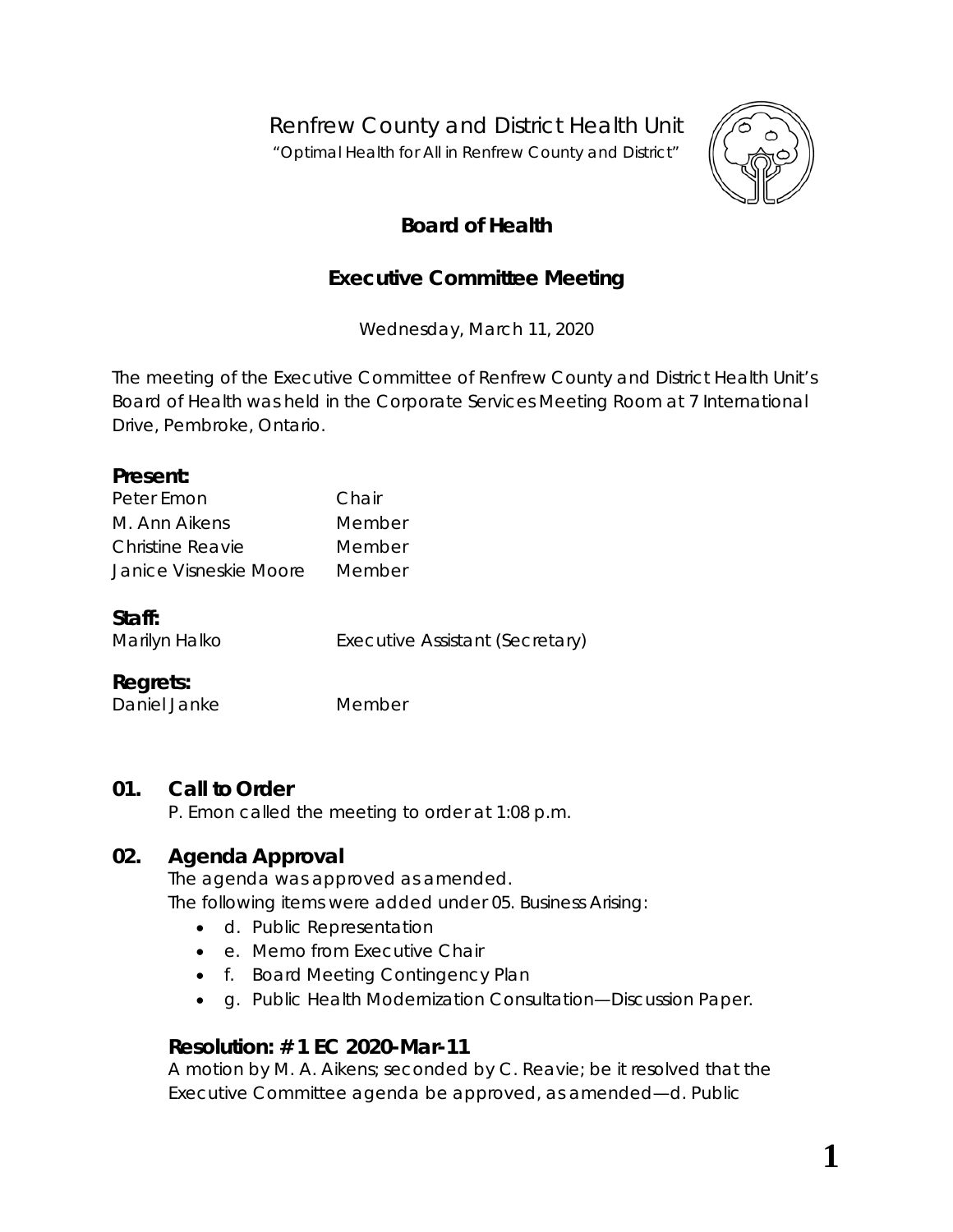# Renfrew County and District Health Unit

"Optimal Health for All in Renfrew County and District"

## Board of Health

## Executive Committee Meeting

Wednesday, March 11, 2020

The meeting of the Executive Committee of Renfrew County and District Health Unit's Board of Health was held in the Corporate Services Meeting Room at 7 International Drive, Pembroke, Ontario.

**Present:**

| | |
|---|---|
| Peter Emon | Chair |
| M. Ann Aikens | Member |
| Christine Reavie | Member |
| Janice Visneskie Moore | Member |

**Staff:**

| | |
|---|---|
| Marilyn Halko | Executive Assistant (Secretary) |

**Regrets:**

| | |
|---|---|
| Daniel Janke | Member |

### 01. Call to Order

P. Emon called the meeting to order at 1:08 p.m.

### 02. Agenda Approval

The agenda was approved as amended.

The following items were added under 05. Business Arising:

- d. Public Representation
- e. Memo from Executive Chair
- f. Board Meeting Contingency Plan
- g. Public Health Modernization Consultation—Discussion Paper.

#### Resolution: # 1 EC 2020-Mar-11

A motion by M. A. Aikens; seconded by C. Reavie; be it resolved that the Executive Committee agenda be approved, as amended—d. Public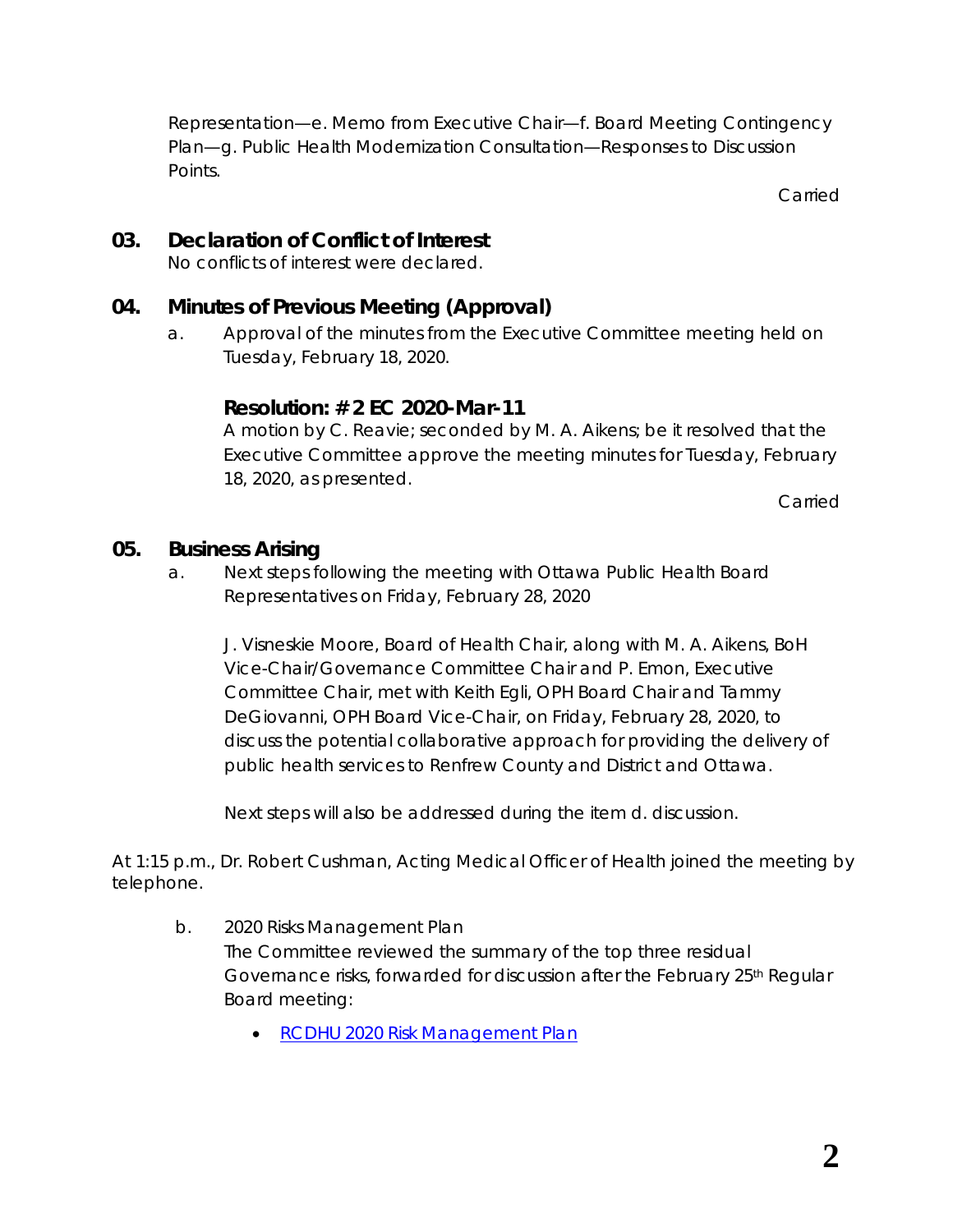Representation—e. Memo from Executive Chair—f. Board Meeting Contingency Plan—g. Public Health Modernization Consultation—Responses to Discussion Points.

Carried

## 03. Declaration of Conflict of Interest

No conflicts of interest were declared.

## 04. Minutes of Previous Meeting (Approval)

a. Approval of the minutes from the Executive Committee meeting held on Tuesday, February 18, 2020.

### Resolution: # 2 EC 2020-Mar-11

A motion by C. Reavie; seconded by M. A. Aikens; be it resolved that the Executive Committee approve the meeting minutes for Tuesday, February 18, 2020, as presented.

Carried

## 05. Business Arising

a. Next steps following the meeting with Ottawa Public Health Board Representatives on Friday, February 28, 2020

J. Visneskie Moore, Board of Health Chair, along with M. A. Aikens, BoH Vice-Chair/Governance Committee Chair and P. Emon, Executive Committee Chair, met with Keith Egli, OPH Board Chair and Tammy DeGiovanni, OPH Board Vice-Chair, on Friday, February 28, 2020, to discuss the potential collaborative approach for providing the delivery of public health services to Renfrew County and District and Ottawa.

Next steps will also be addressed during the item d. discussion.

At 1:15 p.m., Dr. Robert Cushman, Acting Medical Officer of Health joined the meeting by telephone.

b. 2020 Risks Management Plan

The Committee reviewed the summary of the top three residual Governance risks, forwarded for discussion after the February 25th Regular Board meeting:

- [RCDHU 2020 Risk Management Plan]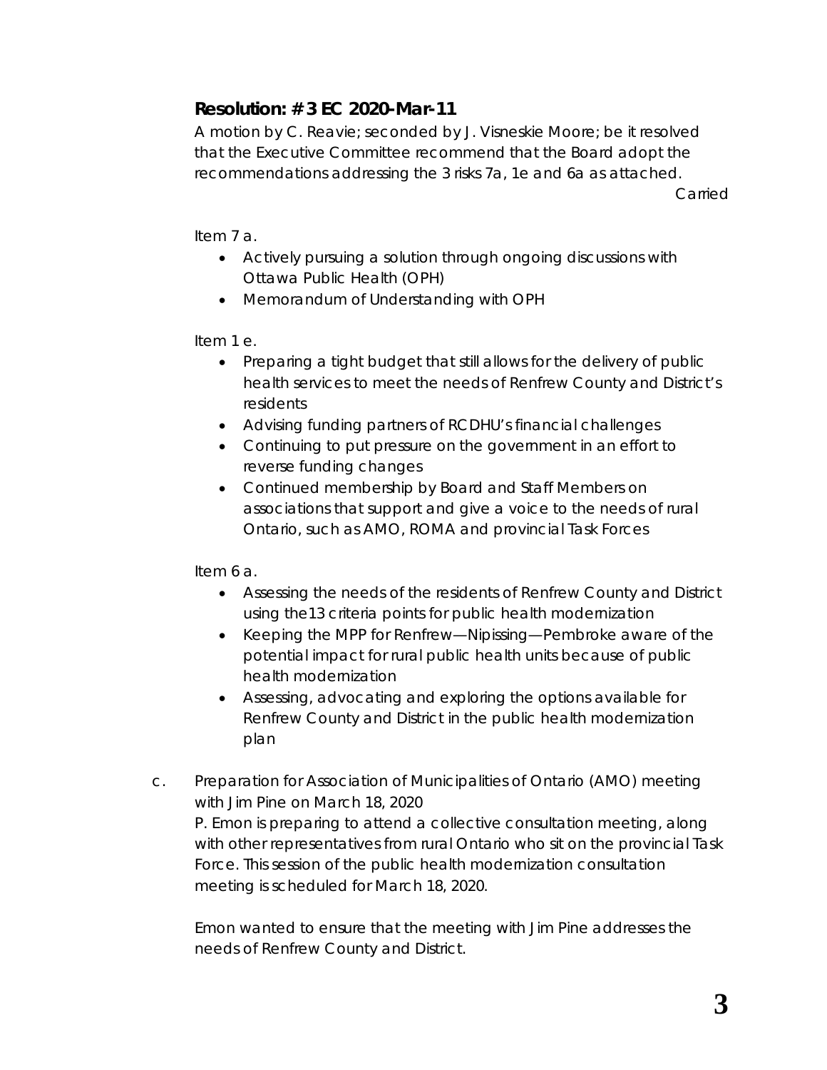### Resolution: # 3 EC 2020-Mar-11

A motion by C. Reavie; seconded by J. Visneskie Moore; be it resolved that the Executive Committee recommend that the Board adopt the recommendations addressing the 3 risks 7a, 1e and 6a as attached.

Carried

Item 7 a.

- Actively pursuing a solution through ongoing discussions with Ottawa Public Health (OPH)
- Memorandum of Understanding with OPH

Item 1 e.

- Preparing a tight budget that still allows for the delivery of public health services to meet the needs of Renfrew County and District's residents
- Advising funding partners of RCDHU's financial challenges
- Continuing to put pressure on the government in an effort to reverse funding changes
- Continued membership by Board and Staff Members on associations that support and give a voice to the needs of rural Ontario, such as AMO, ROMA and provincial Task Forces

Item 6 a.

- Assessing the needs of the residents of Renfrew County and District using the13 criteria points for public health modernization
- Keeping the MPP for Renfrew—Nipissing—Pembroke aware of the potential impact for rural public health units because of public health modernization
- Assessing, advocating and exploring the options available for Renfrew County and District in the public health modernization plan

c. Preparation for Association of Municipalities of Ontario (AMO) meeting with Jim Pine on March 18, 2020

P. Emon is preparing to attend a collective consultation meeting, along with other representatives from rural Ontario who sit on the provincial Task Force. This session of the public health modernization consultation meeting is scheduled for March 18, 2020.

Emon wanted to ensure that the meeting with Jim Pine addresses the needs of Renfrew County and District.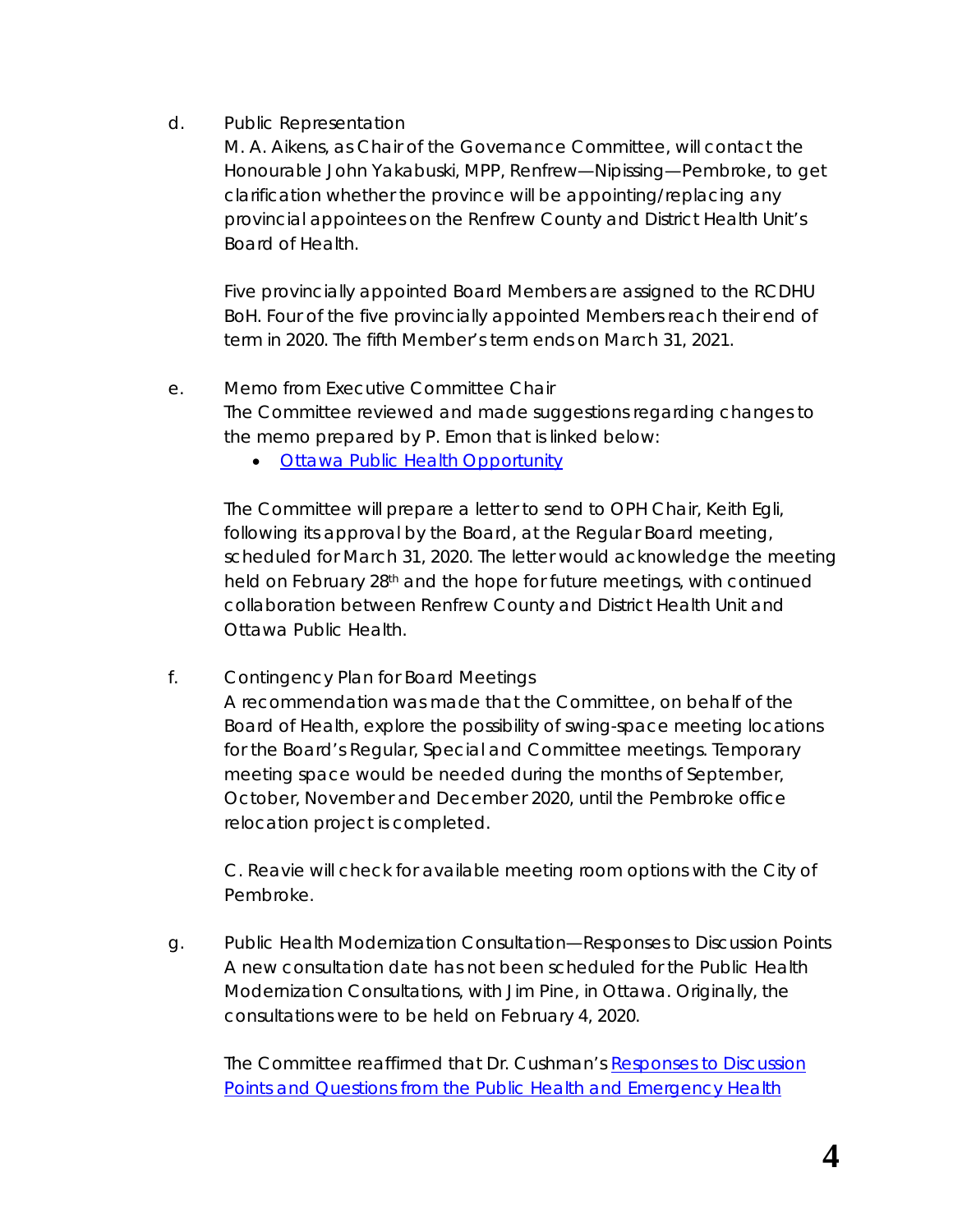d. Public Representation

M. A. Aikens, as Chair of the Governance Committee, will contact the Honourable John Yakabuski, MPP, Renfrew—Nipissing—Pembroke, to get clarification whether the province will be appointing/replacing any provincial appointees on the Renfrew County and District Health Unit's Board of Health.

Five provincially appointed Board Members are assigned to the RCDHU BoH. Four of the five provincially appointed Members reach their end of term in 2020. The fifth Member's term ends on March 31, 2021.

e. Memo from Executive Committee Chair

The Committee reviewed and made suggestions regarding changes to the memo prepared by P. Emon that is linked below:

- Ottawa Public Health Opportunity

The Committee will prepare a letter to send to OPH Chair, Keith Egli, following its approval by the Board, at the Regular Board meeting, scheduled for March 31, 2020. The letter would acknowledge the meeting held on February 28th and the hope for future meetings, with continued collaboration between Renfrew County and District Health Unit and Ottawa Public Health.

f. Contingency Plan for Board Meetings

A recommendation was made that the Committee, on behalf of the Board of Health, explore the possibility of swing-space meeting locations for the Board's Regular, Special and Committee meetings. Temporary meeting space would be needed during the months of September, October, November and December 2020, until the Pembroke office relocation project is completed.

C. Reavie will check for available meeting room options with the City of Pembroke.

g. Public Health Modernization Consultation—Responses to Discussion Points

A new consultation date has not been scheduled for the Public Health Modernization Consultations, with Jim Pine, in Ottawa. Originally, the consultations were to be held on February 4, 2020.

The Committee reaffirmed that Dr. Cushman's Responses to Discussion Points and Questions from the Public Health and Emergency Health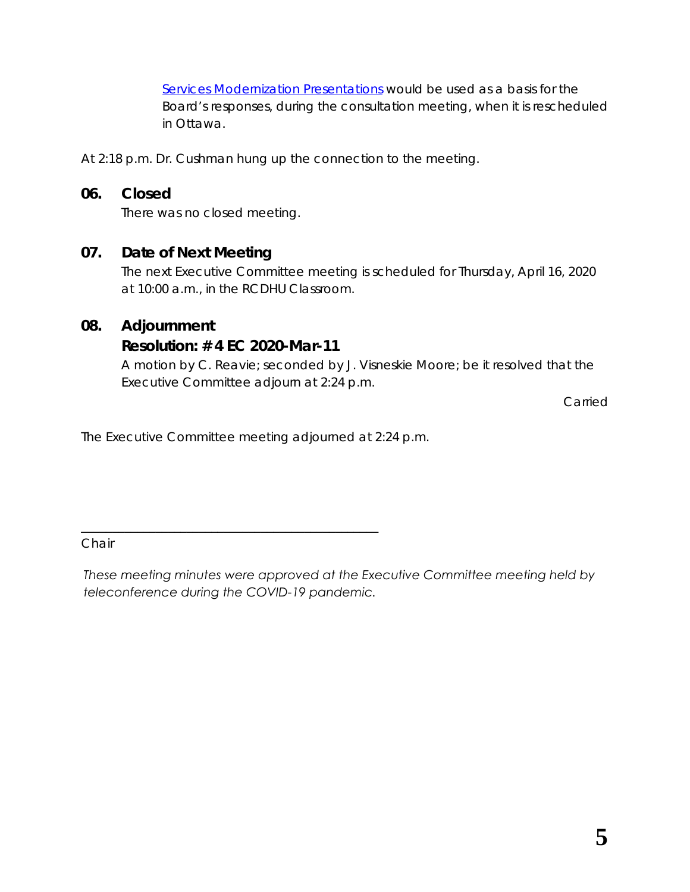[Services Modernization Presentations](#) would be used as a basis for the Board's responses, during the consultation meeting, when it is rescheduled in Ottawa.

At 2:18 p.m. Dr. Cushman hung up the connection to the meeting.

## 06. Closed

There was no closed meeting.

## 07. Date of Next Meeting

The next Executive Committee meeting is scheduled for Thursday, April 16, 2020 at 10:00 a.m., in the RCDHU Classroom.

## 08. Adjournment

**Resolution: # 4 EC 2020-Mar-11**

A motion by C. Reavie; seconded by J. Visneskie Moore; be it resolved that the Executive Committee adjourn at 2:24 p.m.

Carried

The Executive Committee meeting adjourned at 2:24 p.m.

\_\_\_\_\_\_\_\_\_\_\_\_\_\_\_\_\_\_\_\_\_\_\_\_\_\_\_\_\_\_\_\_\_\_\_\_\_\_\_\_

Chair

*These meeting minutes were approved at the Executive Committee meeting held by teleconference during the COVID-19 pandemic.*